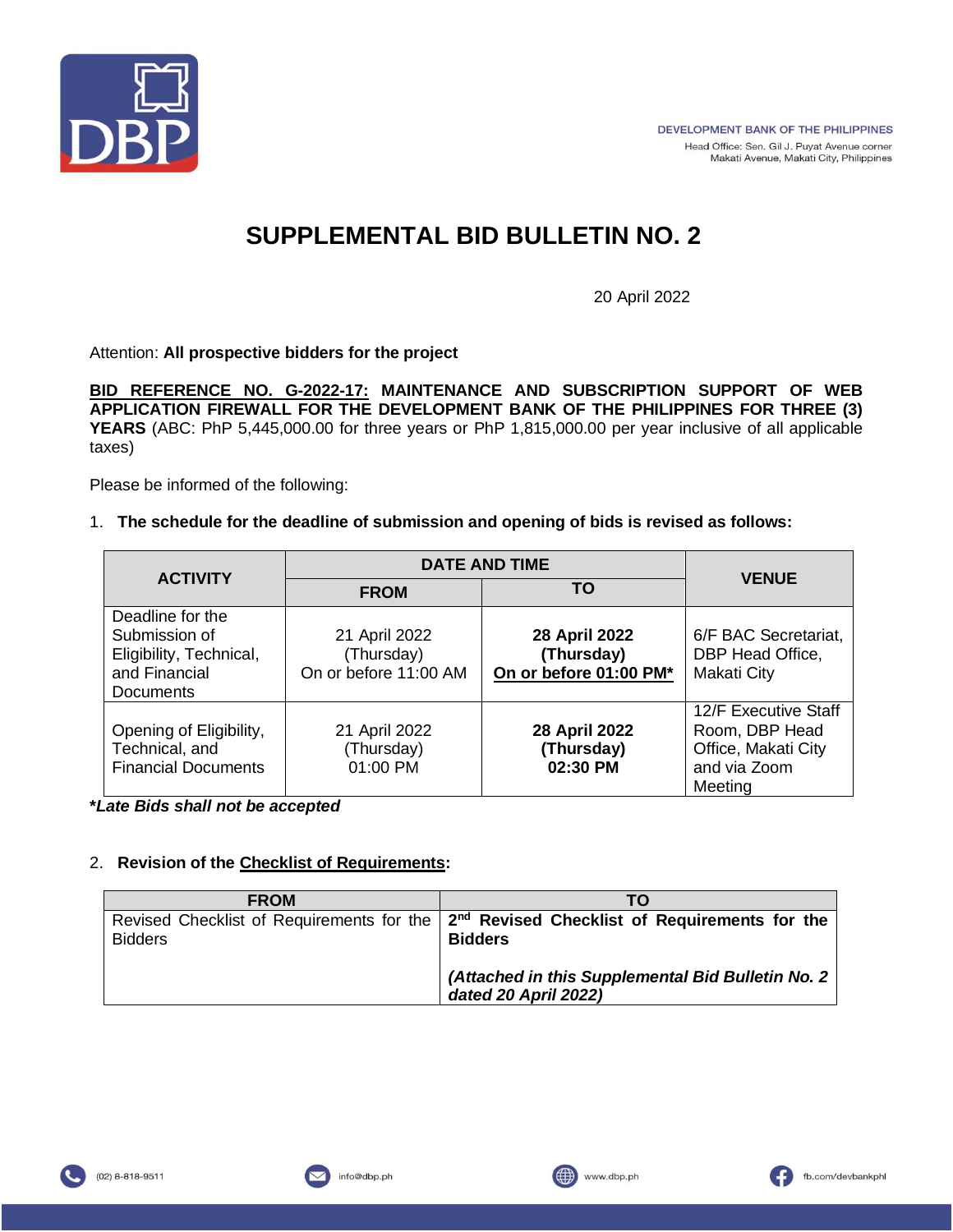DEVELOPMENT BANK OF THE PHILIPPINES
Head Office: Sen. Gil J. Puyat Avenue corner
Makati Avenue, Makati City, Philippines

# SUPPLEMENTAL BID BULLETIN NO. 2

20 April 2022

Attention: **All prospective bidders for the project**

**BID REFERENCE NO. G-2022-17: MAINTENANCE AND SUBSCRIPTION SUPPORT OF WEB APPLICATION FIREWALL FOR THE DEVELOPMENT BANK OF THE PHILIPPINES FOR THREE (3) YEARS** (ABC: PhP 5,445,000.00 for three years or PhP 1,815,000.00 per year inclusive of all applicable taxes)

Please be informed of the following:

1. **The schedule for the deadline of submission and opening of bids is revised as follows:**

| ACTIVITY | DATE AND TIME | | VENUE |
|---|---|---|---|
| | FROM | TO | |
| Deadline for the Submission of Eligibility, Technical, and Financial Documents | 21 April 2022 (Thursday) On or before 11:00 AM | **28 April 2022 (Thursday) On or before 01:00 PM*** | 6/F BAC Secretariat, DBP Head Office, Makati City |
| Opening of Eligibility, Technical, and Financial Documents | 21 April 2022 (Thursday) 01:00 PM | **28 April 2022 (Thursday) 02:30 PM** | 12/F Executive Staff Room, DBP Head Office, Makati City and via Zoom Meeting |

***Late Bids shall not be accepted***

2. **Revision of the Checklist of Requirements:**

| FROM | TO |
|---|---|
| Revised Checklist of Requirements for the Bidders | **2nd Revised Checklist of Requirements for the Bidders** ***(Attached in this Supplemental Bid Bulletin No. 2 dated 20 April 2022)*** |

(02) 8-818-9511 info@dbp.ph www.dbp.ph fb.com/devbankphl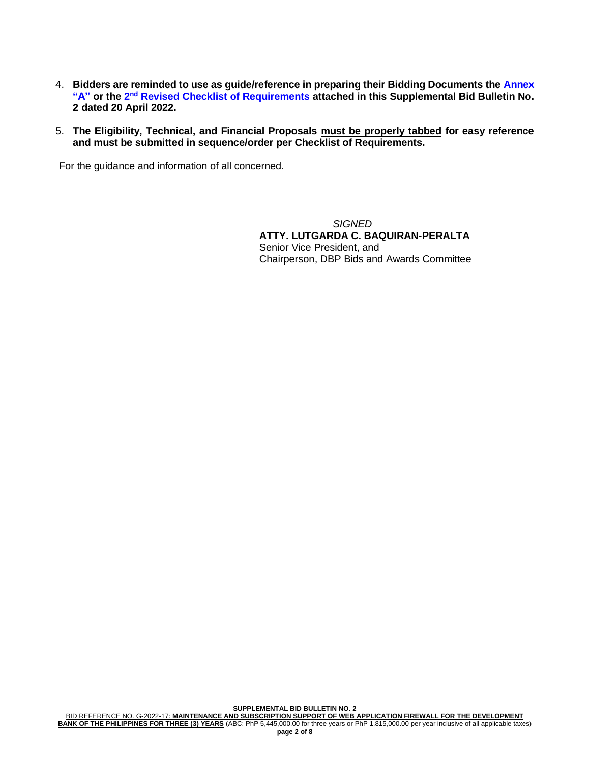4. **Bidders are reminded to use as guide/reference in preparing their Bidding Documents the Annex "A" or the 2nd Revised Checklist of Requirements attached in this Supplemental Bid Bulletin No. 2 dated 20 April 2022.**

5. **The Eligibility, Technical, and Financial Proposals must be properly tabbed for easy reference and must be submitted in sequence/order per Checklist of Requirements.**

For the guidance and information of all concerned.

*SIGNED*
**ATTY. LUTGARDA C. BAQUIRAN-PERALTA**
Senior Vice President, and
Chairperson, DBP Bids and Awards Committee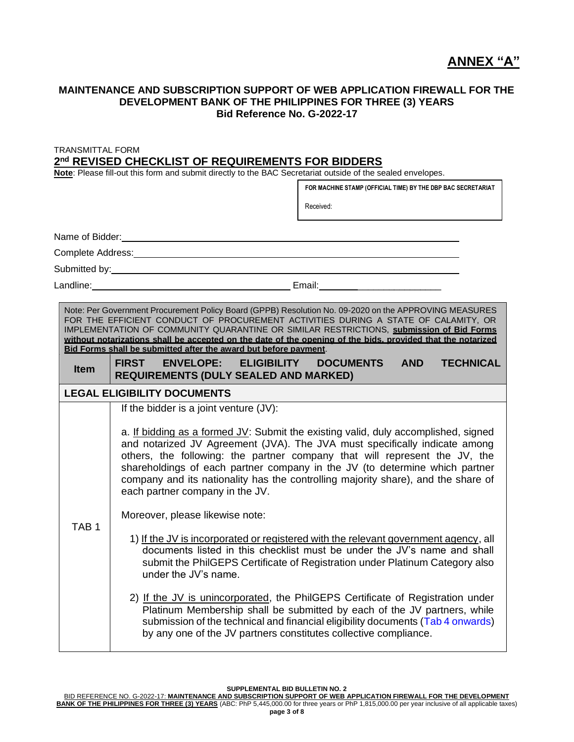# ANNEX "A"

**MAINTENANCE AND SUBSCRIPTION SUPPORT OF WEB APPLICATION FIREWALL FOR THE DEVELOPMENT BANK OF THE PHILIPPINES FOR THREE (3) YEARS**
**Bid Reference No. G-2022-17**

TRANSMITTAL FORM

## 2nd REVISED CHECKLIST OF REQUIREMENTS FOR BIDDERS

**Note**: Please fill-out this form and submit directly to the BAC Secretariat outside of the sealed envelopes.

| FOR MACHINE STAMP (OFFICIAL TIME) BY THE DBP BAC SECRETARIAT |
|---|
| Received: |

Name of Bidder: ____________________

Complete Address: ____________________

Submitted by: ____________________

Landline: ____________________ Email: ____________________

Note: Per Government Procurement Policy Board (GPPB) Resolution No. 09-2020 on the APPROVING MEASURES FOR THE EFFICIENT CONDUCT OF PROCUREMENT ACTIVITIES DURING A STATE OF CALAMITY, OR IMPLEMENTATION OF COMMUNITY QUARANTINE OR SIMILAR RESTRICTIONS, **submission of Bid Forms without notarizations shall be accepted on the date of the opening of the bids, provided that the notarized Bid Forms shall be submitted after the award but before payment**.

| Item | FIRST ENVELOPE: ELIGIBILITY DOCUMENTS AND TECHNICAL REQUIREMENTS (DULY SEALED AND MARKED) |
|---|---|
| **LEGAL ELIGIBILITY DOCUMENTS** | |
| TAB 1 | If the bidder is a joint venture (JV):<br><br>a. If bidding as a formed JV: Submit the existing valid, duly accomplished, signed and notarized JV Agreement (JVA). The JVA must specifically indicate among others, the following: the partner company that will represent the JV, the shareholdings of each partner company in the JV (to determine which partner company and its nationality has the controlling majority share), and the share of each partner company in the JV.<br><br>Moreover, please likewise note:<br><br>1) If the JV is incorporated or registered with the relevant government agency, all documents listed in this checklist must be under the JV's name and shall submit the PhilGEPS Certificate of Registration under Platinum Category also under the JV's name.<br><br>2) If the JV is unincorporated, the PhilGEPS Certificate of Registration under Platinum Membership shall be submitted by each of the JV partners, while submission of the technical and financial eligibility documents (Tab 4 onwards) by any one of the JV partners constitutes collective compliance. |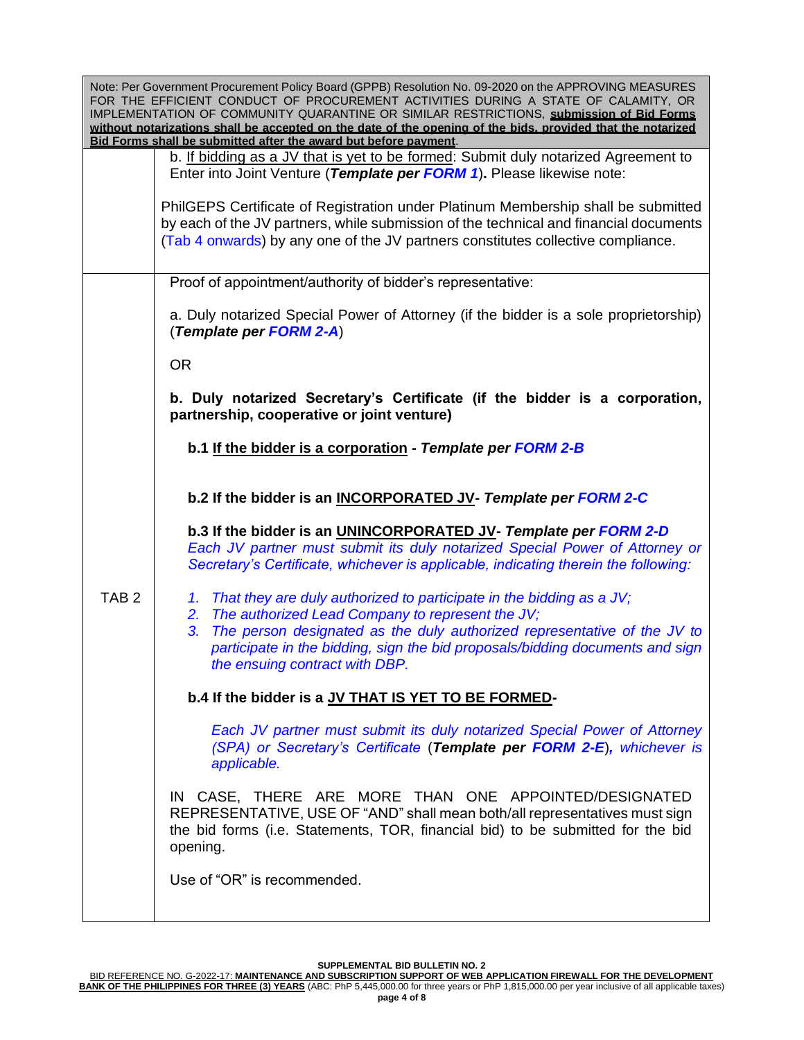| Note: Per Government Procurement Policy Board (GPPB) Resolution No. 09-2020 on the APPROVING MEASURES FOR THE EFFICIENT CONDUCT OF PROCUREMENT ACTIVITIES DURING A STATE OF CALAMITY, OR IMPLEMENTATION OF COMMUNITY QUARANTINE OR SIMILAR RESTRICTIONS, **submission of Bid Forms without notarizations shall be accepted on the date of the opening of the bids, provided that the notarized Bid Forms shall be submitted after the award but before payment**. | |
|---|---|
| | b. If bidding as a JV that is yet to be formed: Submit duly notarized Agreement to Enter into Joint Venture (***Template per FORM 1***). Please likewise note:<br><br>PhilGEPS Certificate of Registration under Platinum Membership shall be submitted by each of the JV partners, while submission of the technical and financial documents (Tab 4 onwards) by any one of the JV partners constitutes collective compliance. |
| TAB 2 | Proof of appointment/authority of bidder's representative:<br><br>a. Duly notarized Special Power of Attorney (if the bidder is a sole proprietorship) (***Template per FORM 2-A***)<br><br>OR<br><br>**b. Duly notarized Secretary's Certificate (if the bidder is a corporation, partnership, cooperative or joint venture)**<br><br>**b.1 If the bidder is a corporation - *Template per FORM 2-B***<br><br>**b.2 If the bidder is an INCORPORATED JV- *Template per FORM 2-C***<br><br>**b.3 If the bidder is an UNINCORPORATED JV- *Template per FORM 2-D***<br>*Each JV partner must submit its duly notarized Special Power of Attorney or Secretary's Certificate, whichever is applicable, indicating therein the following:*<br><br>*1. That they are duly authorized to participate in the bidding as a JV;*<br>*2. The authorized Lead Company to represent the JV;*<br>*3. The person designated as the duly authorized representative of the JV to participate in the bidding, sign the bid proposals/bidding documents and sign the ensuing contract with DBP.*<br><br>**b.4 If the bidder is a JV THAT IS YET TO BE FORMED-**<br><br>*Each JV partner must submit its duly notarized Special Power of Attorney (SPA) or Secretary's Certificate* (***Template per FORM 2-E***)*, whichever is applicable.*<br><br>IN CASE, THERE ARE MORE THAN ONE APPOINTED/DESIGNATED REPRESENTATIVE, USE OF "AND" shall mean both/all representatives must sign the bid forms (i.e. Statements, TOR, financial bid) to be submitted for the bid opening.<br><br>Use of "OR" is recommended. |

**SUPPLEMENTAL BID BULLETIN NO. 2**

BID REFERENCE NO. G-2022-17: **MAINTENANCE AND SUBSCRIPTION SUPPORT OF WEB APPLICATION FIREWALL FOR THE DEVELOPMENT BANK OF THE PHILIPPINES FOR THREE (3) YEARS** (ABC: PhP 5,445,000.00 for three years or PhP 1,815,000.00 per year inclusive of all applicable taxes)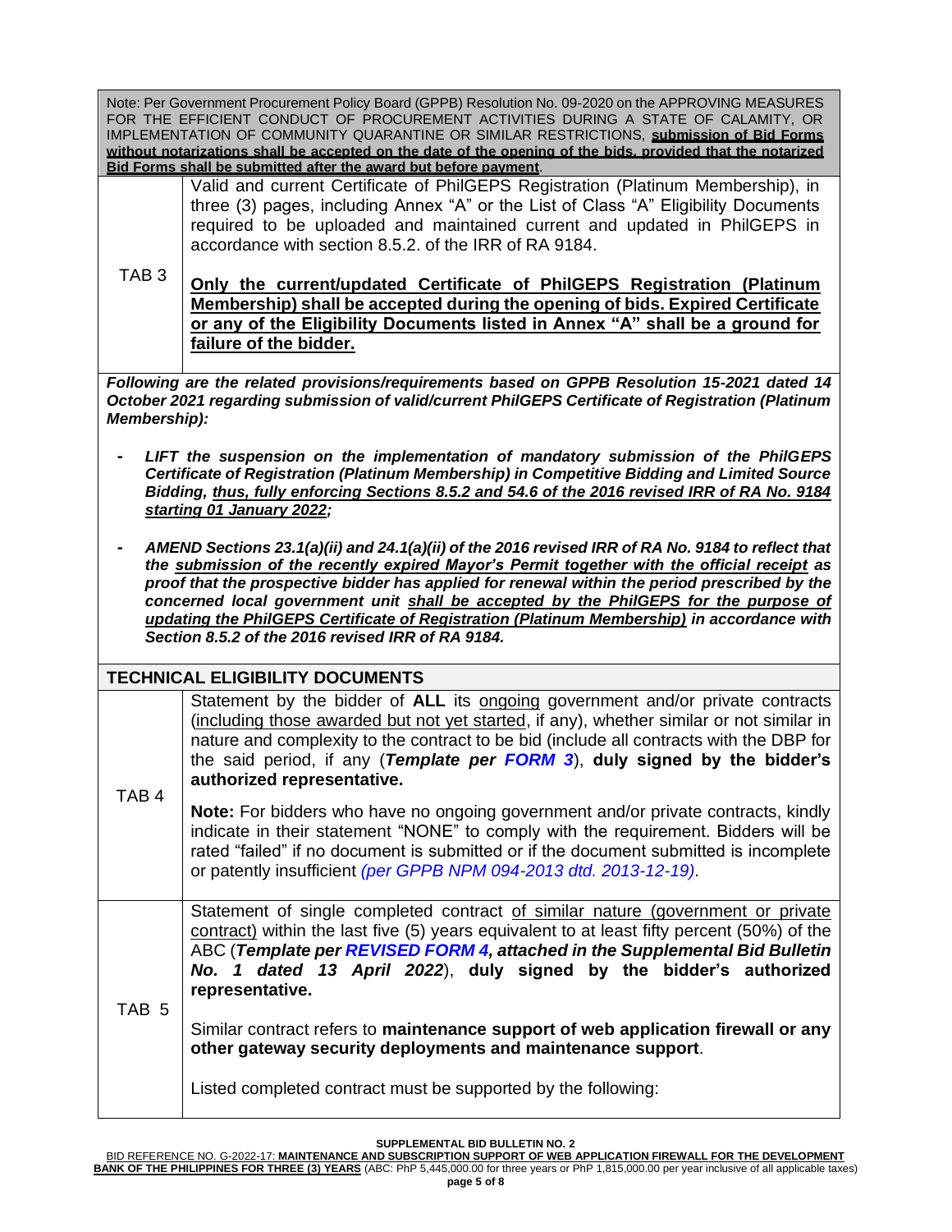| | |
|---|---|
| Note: Per Government Procurement Policy Board (GPPB) Resolution No. 09-2020 on the APPROVING MEASURES FOR THE EFFICIENT CONDUCT OF PROCUREMENT ACTIVITIES DURING A STATE OF CALAMITY, OR IMPLEMENTATION OF COMMUNITY QUARANTINE OR SIMILAR RESTRICTIONS, **submission of Bid Forms without notarizations shall be accepted on the date of the opening of the bids, provided that the notarized Bid Forms shall be submitted after the award but before payment**. | |
| TAB 3 | Valid and current Certificate of PhilGEPS Registration (Platinum Membership), in three (3) pages, including Annex "A" or the List of Class "A" Eligibility Documents required to be uploaded and maintained current and updated in PhilGEPS in accordance with section 8.5.2. of the IRR of RA 9184.<br><br>**Only the current/updated Certificate of PhilGEPS Registration (Platinum Membership) shall be accepted during the opening of bids. Expired Certificate or any of the Eligibility Documents listed in Annex "A" shall be a ground for failure of the bidder.** |
| ***Following are the related provisions/requirements based on GPPB Resolution 15-2021 dated 14 October 2021 regarding submission of valid/current PhilGEPS Certificate of Registration (Platinum Membership):***<br><br>- ***LIFT the suspension on the implementation of mandatory submission of the PhilGEPS Certificate of Registration (Platinum Membership) in Competitive Bidding and Limited Source Bidding, thus, fully enforcing Sections 8.5.2 and 54.6 of the 2016 revised IRR of RA No. 9184 starting 01 January 2022;***<br><br>- ***AMEND Sections 23.1(a)(ii) and 24.1(a)(ii) of the 2016 revised IRR of RA No. 9184 to reflect that the submission of the recently expired Mayor's Permit together with the official receipt as proof that the prospective bidder has applied for renewal within the period prescribed by the concerned local government unit shall be accepted by the PhilGEPS for the purpose of updating the PhilGEPS Certificate of Registration (Platinum Membership) in accordance with Section 8.5.2 of the 2016 revised IRR of RA 9184.*** | |
| **TECHNICAL ELIGIBILITY DOCUMENTS** | |
| TAB 4 | Statement by the bidder of **ALL** its ongoing government and/or private contracts (including those awarded but not yet started, if any), whether similar or not similar in nature and complexity to the contract to be bid (include all contracts with the DBP for the said period, if any (***Template per FORM 3***), **duly signed by the bidder's authorized representative.**<br><br>**Note:** For bidders who have no ongoing government and/or private contracts, kindly indicate in their statement "NONE" to comply with the requirement. Bidders will be rated "failed" if no document is submitted or if the document submitted is incomplete or patently insufficient *(per GPPB NPM 094-2013 dtd. 2013-12-19)*. |
| TAB 5 | Statement of single completed contract of similar nature (government or private contract) within the last five (5) years equivalent to at least fifty percent (50%) of the ABC (***Template per REVISED FORM 4, attached in the Supplemental Bid Bulletin No. 1 dated 13 April 2022***), **duly signed by the bidder's authorized representative.**<br><br>Similar contract refers to **maintenance support of web application firewall or any other gateway security deployments and maintenance support**.<br><br>Listed completed contract must be supported by the following: |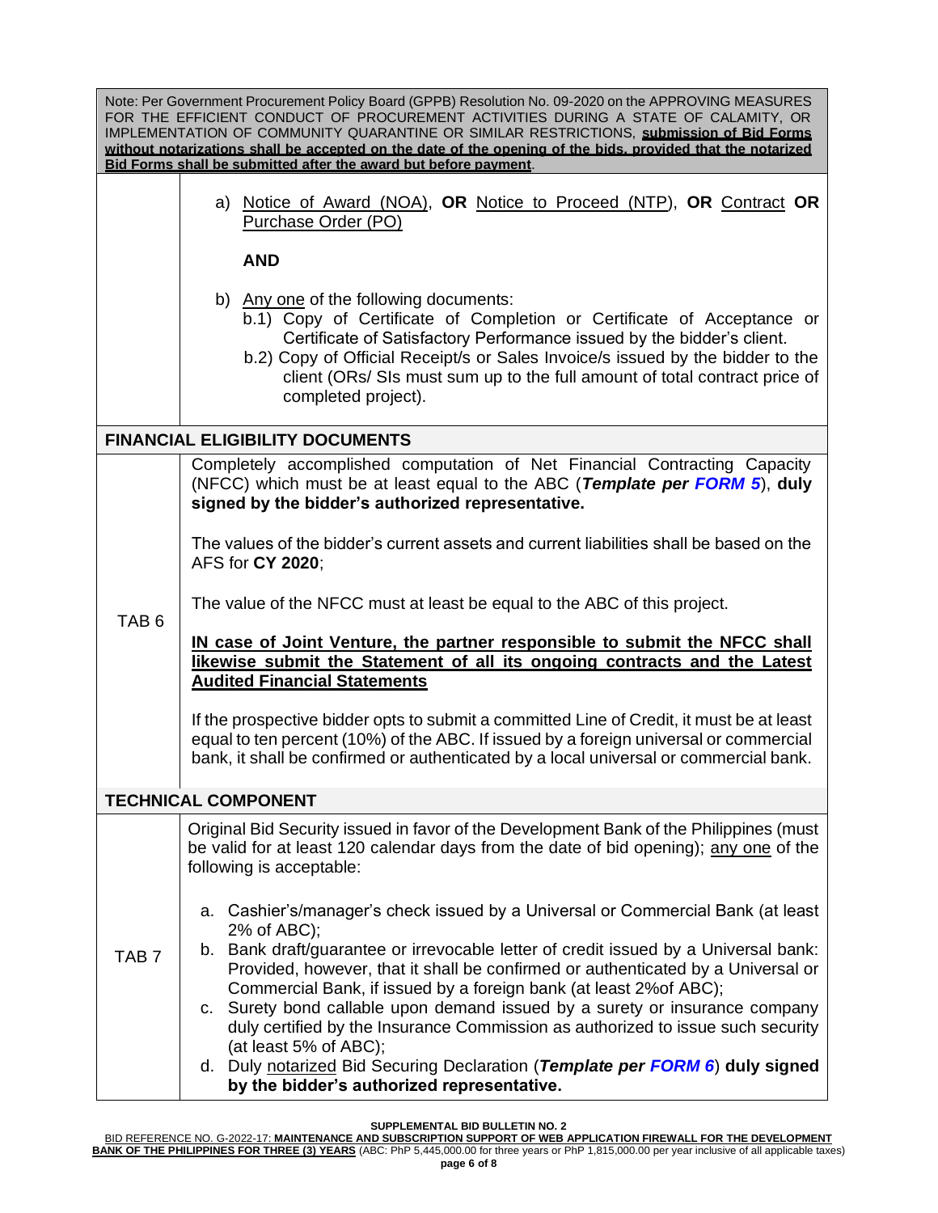| Note: Per Government Procurement Policy Board (GPPB) Resolution No. 09-2020 on the APPROVING MEASURES FOR THE EFFICIENT CONDUCT OF PROCUREMENT ACTIVITIES DURING A STATE OF CALAMITY, OR IMPLEMENTATION OF COMMUNITY QUARANTINE OR SIMILAR RESTRICTIONS, **submission of Bid Forms without notarizations shall be accepted on the date of the opening of the bids, provided that the notarized Bid Forms shall be submitted after the award but before payment**. | |
|---|---|
| | a) Notice of Award (NOA), **OR** Notice to Proceed (NTP), **OR** Contract **OR** Purchase Order (PO)<br><br>**AND**<br><br>b) Any one of the following documents:<br>b.1) Copy of Certificate of Completion or Certificate of Acceptance or Certificate of Satisfactory Performance issued by the bidder's client.<br>b.2) Copy of Official Receipt/s or Sales Invoice/s issued by the bidder to the client (ORs/ SIs must sum up to the full amount of total contract price of completed project). |
| **FINANCIAL ELIGIBILITY DOCUMENTS** | |
| TAB 6 | Completely accomplished computation of Net Financial Contracting Capacity (NFCC) which must be at least equal to the ABC (***Template per FORM 5***), **duly signed by the bidder's authorized representative.**<br><br>The values of the bidder's current assets and current liabilities shall be based on the AFS for **CY 2020**;<br><br>The value of the NFCC must at least be equal to the ABC of this project.<br><br>**IN case of Joint Venture, the partner responsible to submit the NFCC shall likewise submit the Statement of all its ongoing contracts and the Latest Audited Financial Statements**<br><br>If the prospective bidder opts to submit a committed Line of Credit, it must be at least equal to ten percent (10%) of the ABC. If issued by a foreign universal or commercial bank, it shall be confirmed or authenticated by a local universal or commercial bank. |
| **TECHNICAL COMPONENT** | |
| TAB 7 | Original Bid Security issued in favor of the Development Bank of the Philippines (must be valid for at least 120 calendar days from the date of bid opening); any one of the following is acceptable:<br><br>a. Cashier's/manager's check issued by a Universal or Commercial Bank (at least 2% of ABC);<br>b. Bank draft/guarantee or irrevocable letter of credit issued by a Universal bank: Provided, however, that it shall be confirmed or authenticated by a Universal or Commercial Bank, if issued by a foreign bank (at least 2%of ABC);<br>c. Surety bond callable upon demand issued by a surety or insurance company duly certified by the Insurance Commission as authorized to issue such security (at least 5% of ABC);<br>d. Duly notarized Bid Securing Declaration (***Template per FORM 6***) **duly signed by the bidder's authorized representative.** |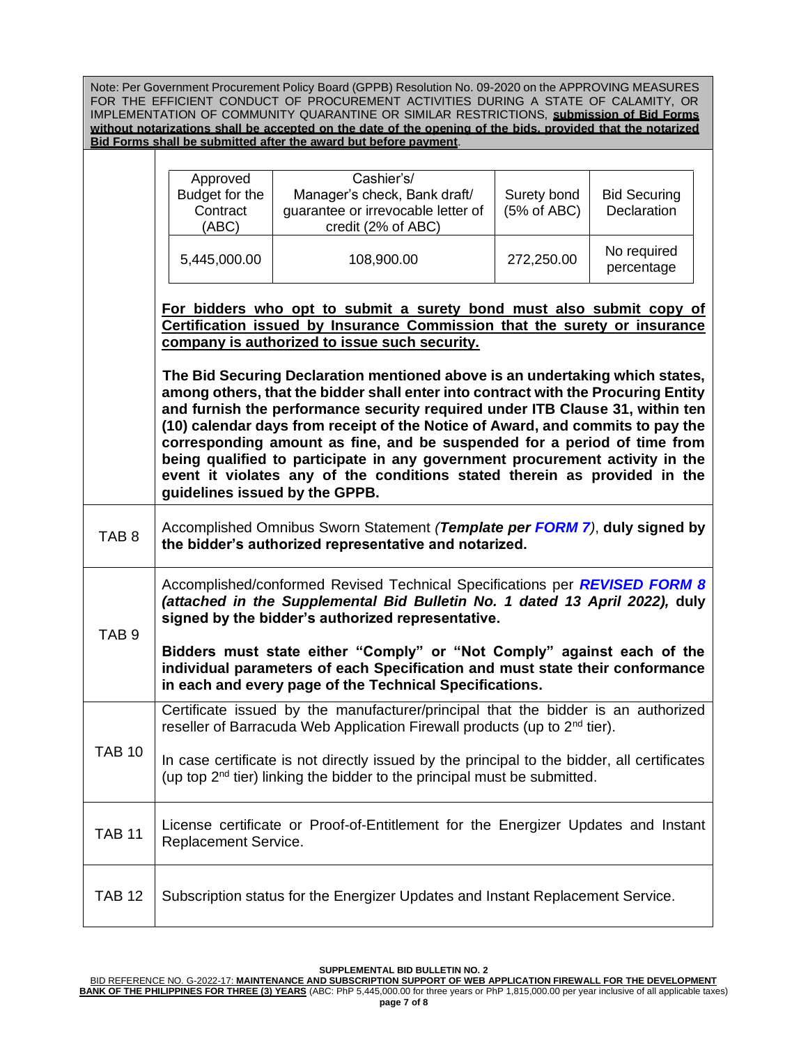Note: Per Government Procurement Policy Board (GPPB) Resolution No. 09-2020 on the APPROVING MEASURES FOR THE EFFICIENT CONDUCT OF PROCUREMENT ACTIVITIES DURING A STATE OF CALAMITY, OR IMPLEMENTATION OF COMMUNITY QUARANTINE OR SIMILAR RESTRICTIONS, **submission of Bid Forms without notarizations shall be accepted on the date of the opening of the bids, provided that the notarized Bid Forms shall be submitted after the award but before payment**.

| Approved Budget for the Contract (ABC) | Cashier's/ Manager's check, Bank draft/ guarantee or irrevocable letter of credit (2% of ABC) | Surety bond (5% of ABC) | Bid Securing Declaration |
|---|---|---|---|
| 5,445,000.00 | 108,900.00 | 272,250.00 | No required percentage |

**For bidders who opt to submit a surety bond must also submit copy of Certification issued by Insurance Commission that the surety or insurance company is authorized to issue such security.**

**The Bid Securing Declaration mentioned above is an undertaking which states, among others, that the bidder shall enter into contract with the Procuring Entity and furnish the performance security required under ITB Clause 31, within ten (10) calendar days from receipt of the Notice of Award, and commits to pay the corresponding amount as fine, and be suspended for a period of time from being qualified to participate in any government procurement activity in the event it violates any of the conditions stated therein as provided in the guidelines issued by the GPPB.**

| | |
|---|---|
| TAB 8 | Accomplished Omnibus Sworn Statement *(**Template per FORM 7**)*, **duly signed by the bidder's authorized representative and notarized.** |
| TAB 9 | Accomplished/conformed Revised Technical Specifications per ***REVISED FORM 8 (attached in the Supplemental Bid Bulletin No. 1 dated 13 April 2022),*** **duly signed by the bidder's authorized representative.**<br><br>**Bidders must state either "Comply" or "Not Comply" against each of the individual parameters of each Specification and must state their conformance in each and every page of the Technical Specifications.** |
| TAB 10 | Certificate issued by the manufacturer/principal that the bidder is an authorized reseller of Barracuda Web Application Firewall products (up to 2nd tier).<br><br>In case certificate is not directly issued by the principal to the bidder, all certificates (up top 2nd tier) linking the bidder to the principal must be submitted. |
| TAB 11 | License certificate or Proof-of-Entitlement for the Energizer Updates and Instant Replacement Service. |
| TAB 12 | Subscription status for the Energizer Updates and Instant Replacement Service. |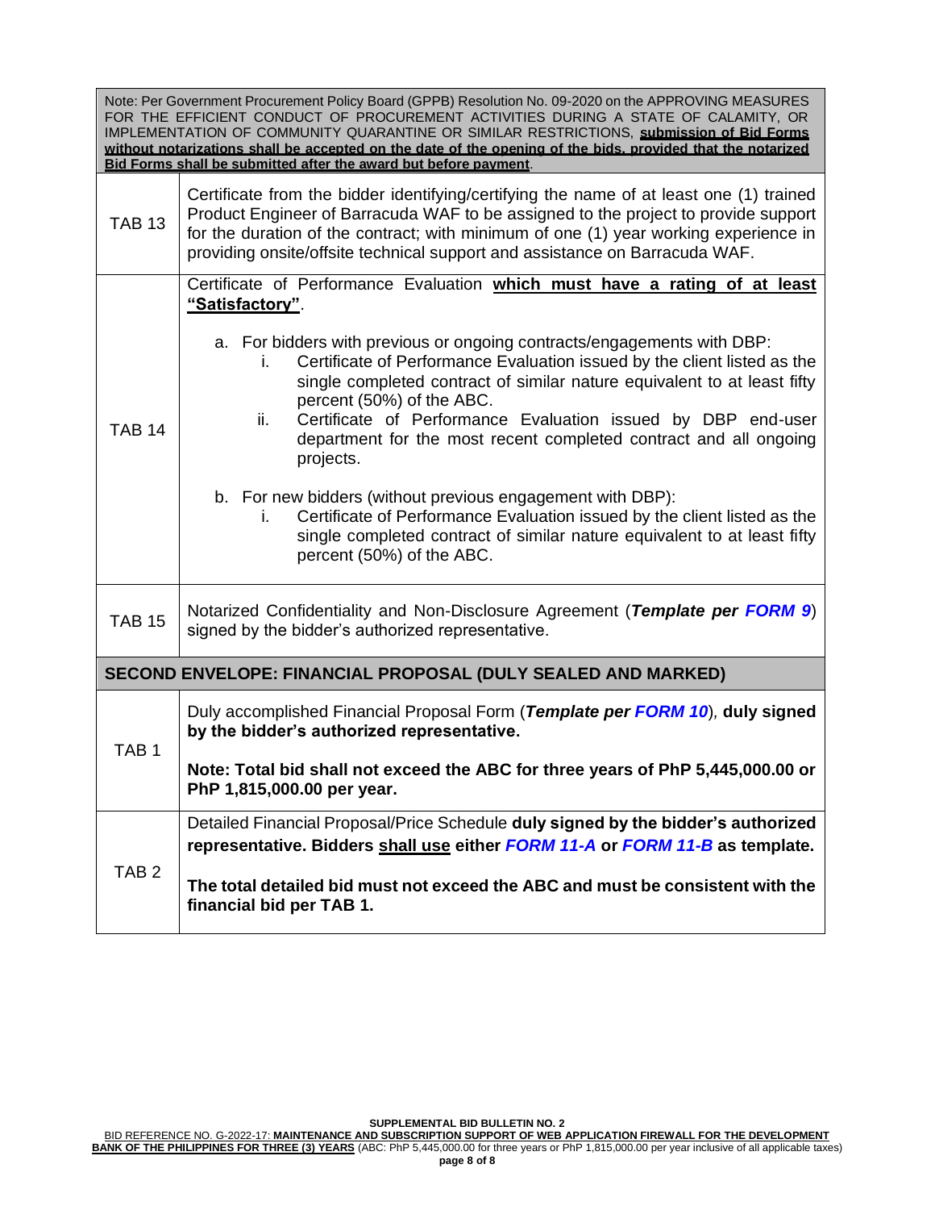| | |
|---|---|
| Note: Per Government Procurement Policy Board (GPPB) Resolution No. 09-2020 on the APPROVING MEASURES FOR THE EFFICIENT CONDUCT OF PROCUREMENT ACTIVITIES DURING A STATE OF CALAMITY, OR IMPLEMENTATION OF COMMUNITY QUARANTINE OR SIMILAR RESTRICTIONS, **submission of Bid Forms without notarizations shall be accepted on the date of the opening of the bids, provided that the notarized Bid Forms shall be submitted after the award but before payment**. | |
| TAB 13 | Certificate from the bidder identifying/certifying the name of at least one (1) trained Product Engineer of Barracuda WAF to be assigned to the project to provide support for the duration of the contract; with minimum of one (1) year working experience in providing onsite/offsite technical support and assistance on Barracuda WAF. |
| TAB 14 | Certificate of Performance Evaluation **which must have a rating of at least "Satisfactory"**.<br><br>a. For bidders with previous or ongoing contracts/engagements with DBP:<br>i. Certificate of Performance Evaluation issued by the client listed as the single completed contract of similar nature equivalent to at least fifty percent (50%) of the ABC.<br>ii. Certificate of Performance Evaluation issued by DBP end-user department for the most recent completed contract and all ongoing projects.<br><br>b. For new bidders (without previous engagement with DBP):<br>i. Certificate of Performance Evaluation issued by the client listed as the single completed contract of similar nature equivalent to at least fifty percent (50%) of the ABC. |
| TAB 15 | Notarized Confidentiality and Non-Disclosure Agreement (***Template per FORM 9***) signed by the bidder's authorized representative. |
| **SECOND ENVELOPE: FINANCIAL PROPOSAL (DULY SEALED AND MARKED)** | |
| TAB 1 | Duly accomplished Financial Proposal Form (***Template per FORM 10***), **duly signed by the bidder's authorized representative.**<br><br>**Note: Total bid shall not exceed the ABC for three years of PhP 5,445,000.00 or PhP 1,815,000.00 per year.** |
| TAB 2 | Detailed Financial Proposal/Price Schedule **duly signed by the bidder's authorized representative. Bidders shall use either *FORM 11-A* or *FORM 11-B* as template.**<br><br>**The total detailed bid must not exceed the ABC and must be consistent with the financial bid per TAB 1.** |